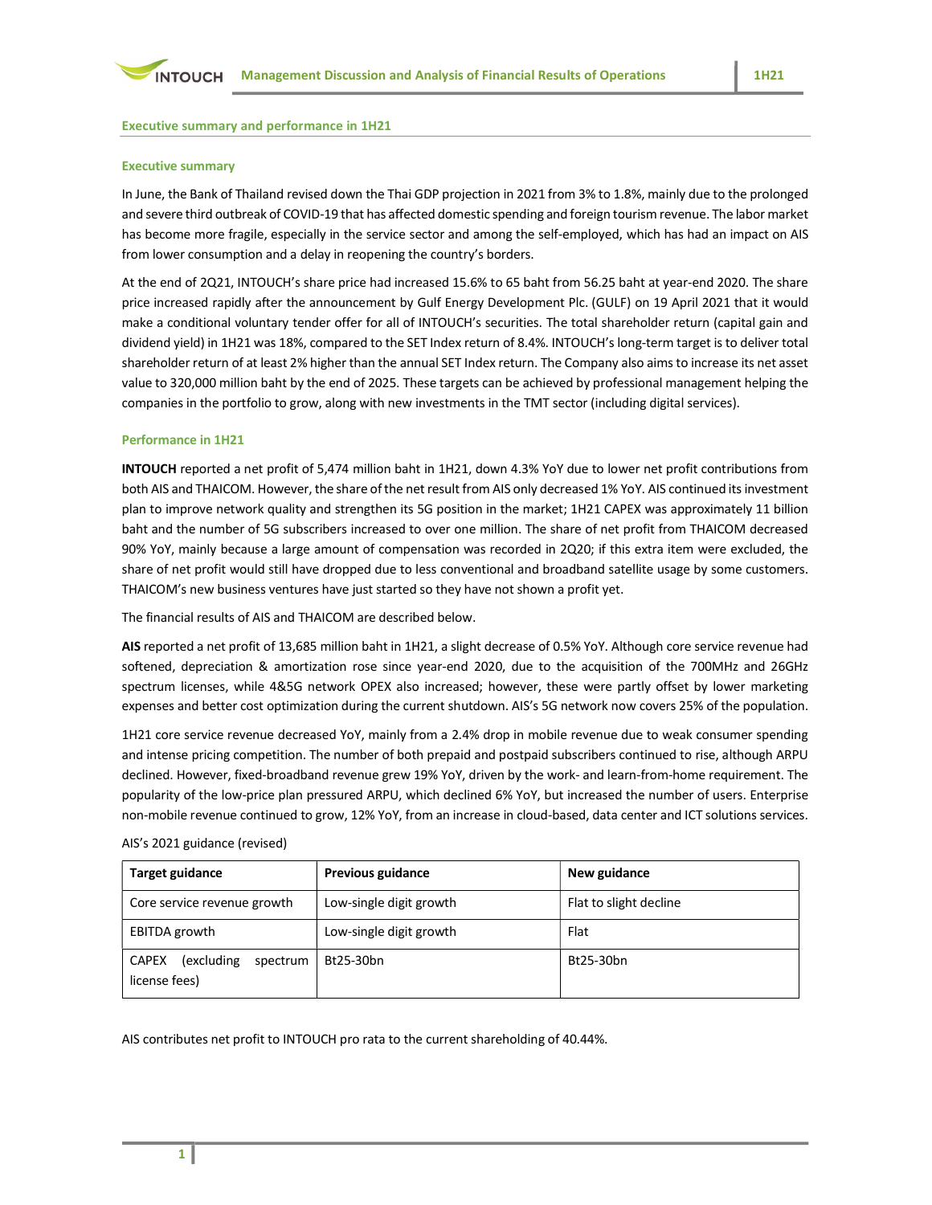## Executive summary and performance in 1H21

### Executive summary

In June, the Bank of Thailand revised down the Thai GDP projection in 2021 from 3% to 1.8%, mainly due to the prolonged and severe third outbreak of COVID-19 that has affected domestic spending and foreign tourism revenue. The labor market has become more fragile, especially in the service sector and among the self-employed, which has had an impact on AIS from lower consumption and a delay in reopening the country's borders.

At the end of 2Q21, INTOUCH's share price had increased 15.6% to 65 baht from 56.25 baht at year-end 2020. The share price increased rapidly after the announcement by Gulf Energy Development Plc. (GULF) on 19 April 2021 that it would make a conditional voluntary tender offer for all of INTOUCH's securities. The total shareholder return (capital gain and dividend yield) in 1H21 was 18%, compared to the SET Index return of 8.4%. INTOUCH's long-term target is to deliver total shareholder return of at least 2% higher than the annual SET Index return. The Company also aims to increase its net asset value to 320,000 million baht by the end of 2025. These targets can be achieved by professional management helping the companies in the portfolio to grow, along with new investments in the TMT sector (including digital services).

### Performance in 1H21

**INTOUCH** reported a net profit of 5,474 million baht in 1H21, down 4.3% YoY due to lower net profit contributions from both AIS and THAICOM. However, the share of the net result from AIS only decreased 1% YoY. AIS continued its investment plan to improve network quality and strengthen its 5G position in the market; 1H21 CAPEX was approximately 11 billion baht and the number of 5G subscribers increased to over one million. The share of net profit from THAICOM decreased 90% YoY, mainly because a large amount of compensation was recorded in 2Q20; if this extra item were excluded, the share of net profit would still have dropped due to less conventional and broadband satellite usage by some customers. THAICOM's new business ventures have just started so they have not shown a profit yet.

The financial results of AIS and THAICOM are described below.

**AIS** reported a net profit of 13,685 million baht in 1H21, a slight decrease of 0.5% YoY. Although core service revenue had softened, depreciation & amortization rose since year-end 2020, due to the acquisition of the 700MHz and 26GHz spectrum licenses, while 4&5G network OPEX also increased; however, these were partly offset by lower marketing expenses and better cost optimization during the current shutdown. AIS's 5G network now covers 25% of the population.

1H21 core service revenue decreased YoY, mainly from a 2.4% drop in mobile revenue due to weak consumer spending and intense pricing competition. The number of both prepaid and postpaid subscribers continued to rise, although ARPU declined. However, fixed-broadband revenue grew 19% YoY, driven by the work- and learn-from-home requirement. The popularity of the low-price plan pressured ARPU, which declined 6% YoY, but increased the number of users. Enterprise non-mobile revenue continued to grow, 12% YoY, from an increase in cloud-based, data center and ICT solutions services.

AIS's 2021 guidance (revised)

| Target guidance | Previous guidance | New guidance |
|---|---|---|
| Core service revenue growth | Low-single digit growth | Flat to slight decline |
| EBITDA growth | Low-single digit growth | Flat |
| CAPEX (excluding spectrum license fees) | Bt25-30bn | Bt25-30bn |

AIS contributes net profit to INTOUCH pro rata to the current shareholding of 40.44%.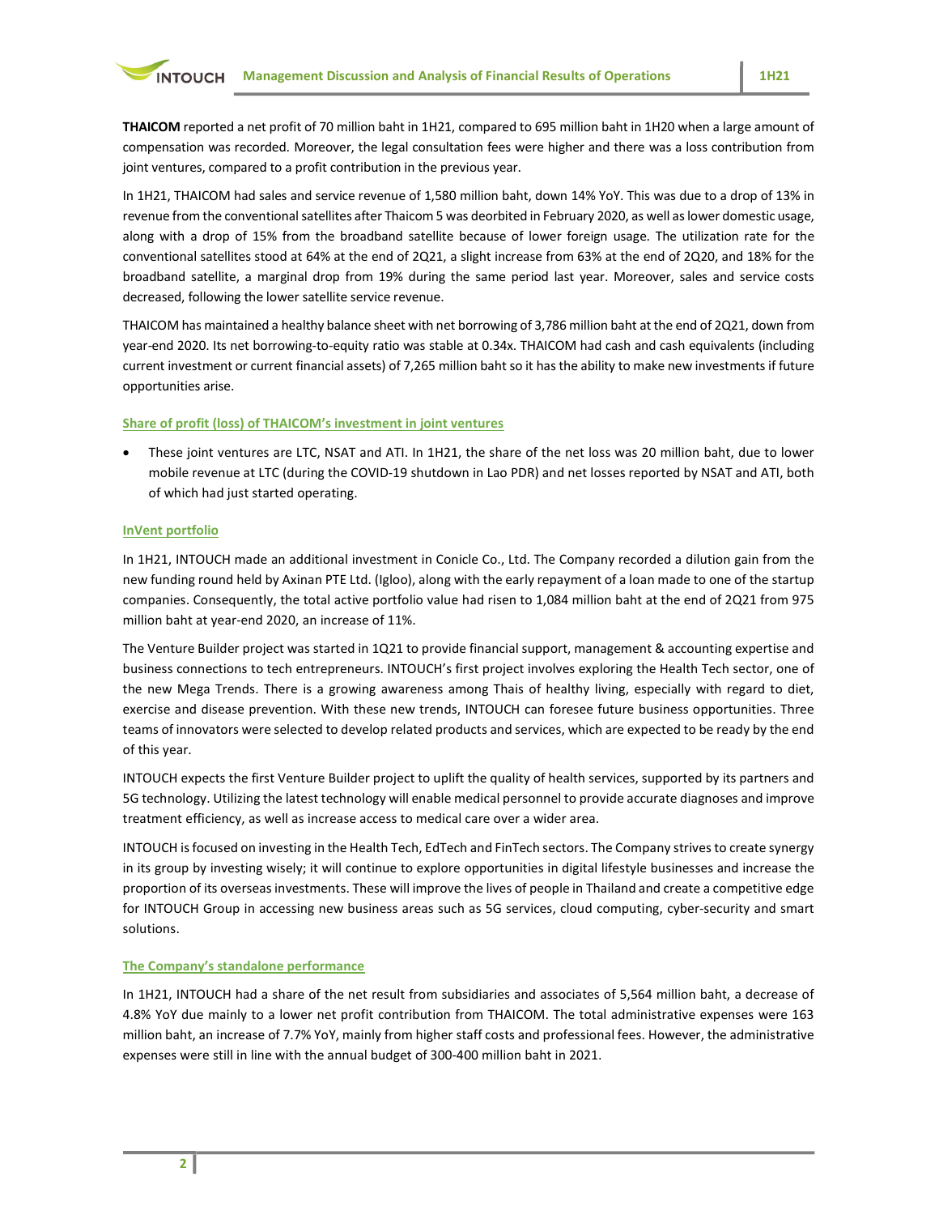**THAICOM** reported a net profit of 70 million baht in 1H21, compared to 695 million baht in 1H20 when a large amount of compensation was recorded. Moreover, the legal consultation fees were higher and there was a loss contribution from joint ventures, compared to a profit contribution in the previous year.

In 1H21, THAICOM had sales and service revenue of 1,580 million baht, down 14% YoY. This was due to a drop of 13% in revenue from the conventional satellites after Thaicom 5 was deorbited in February 2020, as well as lower domestic usage, along with a drop of 15% from the broadband satellite because of lower foreign usage. The utilization rate for the conventional satellites stood at 64% at the end of 2Q21, a slight increase from 63% at the end of 2Q20, and 18% for the broadband satellite, a marginal drop from 19% during the same period last year. Moreover, sales and service costs decreased, following the lower satellite service revenue.

THAICOM has maintained a healthy balance sheet with net borrowing of 3,786 million baht at the end of 2Q21, down from year-end 2020. Its net borrowing-to-equity ratio was stable at 0.34x. THAICOM had cash and cash equivalents (including current investment or current financial assets) of 7,265 million baht so it has the ability to make new investments if future opportunities arise.

**Share of profit (loss) of THAICOM's investment in joint ventures**

- These joint ventures are LTC, NSAT and ATI. In 1H21, the share of the net loss was 20 million baht, due to lower mobile revenue at LTC (during the COVID-19 shutdown in Lao PDR) and net losses reported by NSAT and ATI, both of which had just started operating.

**InVent portfolio**

In 1H21, INTOUCH made an additional investment in Conicle Co., Ltd. The Company recorded a dilution gain from the new funding round held by Axinan PTE Ltd. (Igloo), along with the early repayment of a loan made to one of the startup companies. Consequently, the total active portfolio value had risen to 1,084 million baht at the end of 2Q21 from 975 million baht at year-end 2020, an increase of 11%.

The Venture Builder project was started in 1Q21 to provide financial support, management & accounting expertise and business connections to tech entrepreneurs. INTOUCH's first project involves exploring the Health Tech sector, one of the new Mega Trends. There is a growing awareness among Thais of healthy living, especially with regard to diet, exercise and disease prevention. With these new trends, INTOUCH can foresee future business opportunities. Three teams of innovators were selected to develop related products and services, which are expected to be ready by the end of this year.

INTOUCH expects the first Venture Builder project to uplift the quality of health services, supported by its partners and 5G technology. Utilizing the latest technology will enable medical personnel to provide accurate diagnoses and improve treatment efficiency, as well as increase access to medical care over a wider area.

INTOUCH is focused on investing in the Health Tech, EdTech and FinTech sectors. The Company strives to create synergy in its group by investing wisely; it will continue to explore opportunities in digital lifestyle businesses and increase the proportion of its overseas investments. These will improve the lives of people in Thailand and create a competitive edge for INTOUCH Group in accessing new business areas such as 5G services, cloud computing, cyber-security and smart solutions.

**The Company's standalone performance**

In 1H21, INTOUCH had a share of the net result from subsidiaries and associates of 5,564 million baht, a decrease of 4.8% YoY due mainly to a lower net profit contribution from THAICOM. The total administrative expenses were 163 million baht, an increase of 7.7% YoY, mainly from higher staff costs and professional fees. However, the administrative expenses were still in line with the annual budget of 300-400 million baht in 2021.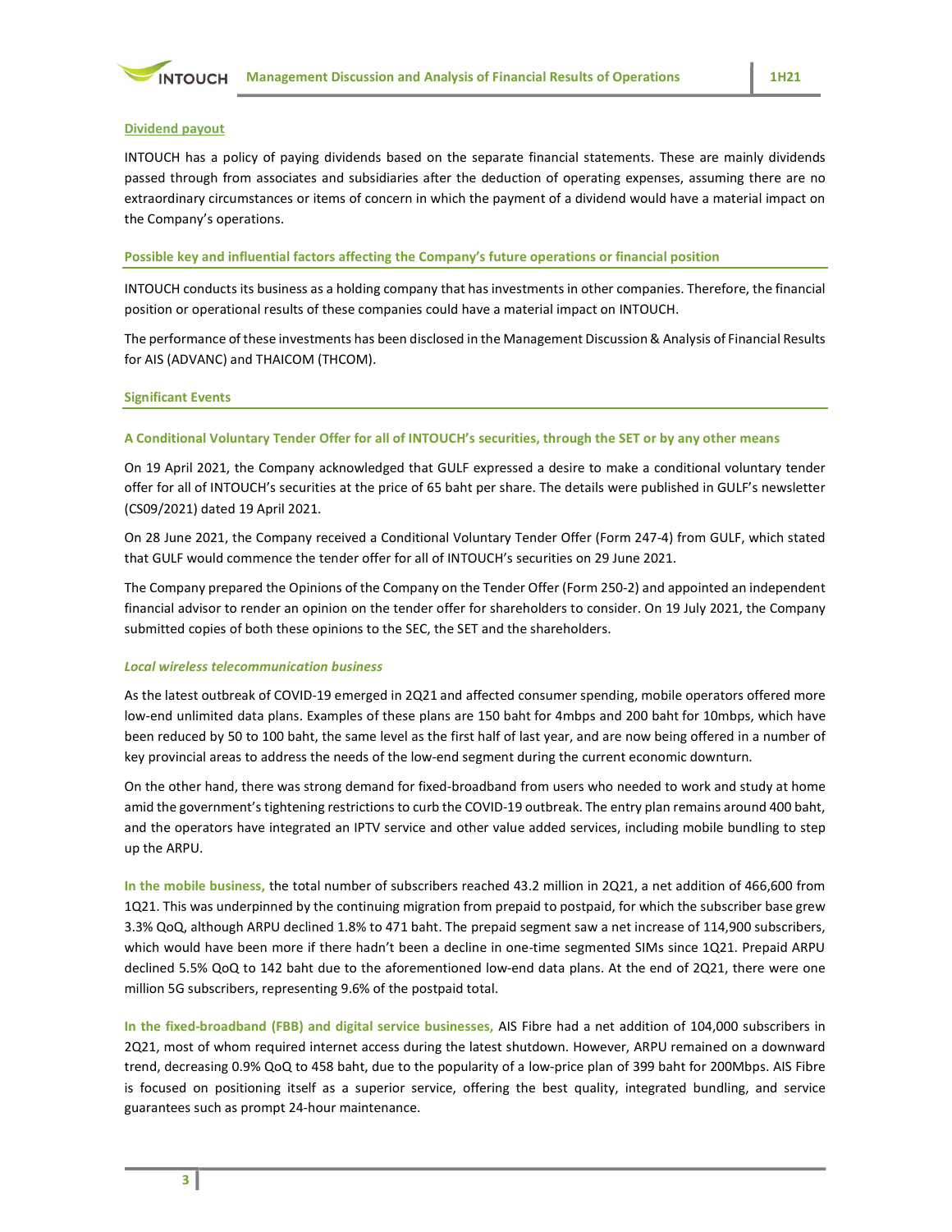## Dividend payout

INTOUCH has a policy of paying dividends based on the separate financial statements. These are mainly dividends passed through from associates and subsidiaries after the deduction of operating expenses, assuming there are no extraordinary circumstances or items of concern in which the payment of a dividend would have a material impact on the Company's operations.

## Possible key and influential factors affecting the Company's future operations or financial position

INTOUCH conducts its business as a holding company that has investments in other companies. Therefore, the financial position or operational results of these companies could have a material impact on INTOUCH.

The performance of these investments has been disclosed in the Management Discussion & Analysis of Financial Results for AIS (ADVANC) and THAICOM (THCOM).

## Significant Events

### A Conditional Voluntary Tender Offer for all of INTOUCH's securities, through the SET or by any other means

On 19 April 2021, the Company acknowledged that GULF expressed a desire to make a conditional voluntary tender offer for all of INTOUCH's securities at the price of 65 baht per share. The details were published in GULF's newsletter (CS09/2021) dated 19 April 2021.

On 28 June 2021, the Company received a Conditional Voluntary Tender Offer (Form 247-4) from GULF, which stated that GULF would commence the tender offer for all of INTOUCH's securities on 29 June 2021.

The Company prepared the Opinions of the Company on the Tender Offer (Form 250-2) and appointed an independent financial advisor to render an opinion on the tender offer for shareholders to consider. On 19 July 2021, the Company submitted copies of both these opinions to the SEC, the SET and the shareholders.

### *Local wireless telecommunication business*

As the latest outbreak of COVID-19 emerged in 2Q21 and affected consumer spending, mobile operators offered more low-end unlimited data plans. Examples of these plans are 150 baht for 4mbps and 200 baht for 10mbps, which have been reduced by 50 to 100 baht, the same level as the first half of last year, and are now being offered in a number of key provincial areas to address the needs of the low-end segment during the current economic downturn.

On the other hand, there was strong demand for fixed-broadband from users who needed to work and study at home amid the government's tightening restrictions to curb the COVID-19 outbreak. The entry plan remains around 400 baht, and the operators have integrated an IPTV service and other value added services, including mobile bundling to step up the ARPU.

**In the mobile business,** the total number of subscribers reached 43.2 million in 2Q21, a net addition of 466,600 from 1Q21. This was underpinned by the continuing migration from prepaid to postpaid, for which the subscriber base grew 3.3% QoQ, although ARPU declined 1.8% to 471 baht. The prepaid segment saw a net increase of 114,900 subscribers, which would have been more if there hadn't been a decline in one-time segmented SIMs since 1Q21. Prepaid ARPU declined 5.5% QoQ to 142 baht due to the aforementioned low-end data plans. At the end of 2Q21, there were one million 5G subscribers, representing 9.6% of the postpaid total.

**In the fixed-broadband (FBB) and digital service businesses,** AIS Fibre had a net addition of 104,000 subscribers in 2Q21, most of whom required internet access during the latest shutdown. However, ARPU remained on a downward trend, decreasing 0.9% QoQ to 458 baht, due to the popularity of a low-price plan of 399 baht for 200Mbps. AIS Fibre is focused on positioning itself as a superior service, offering the best quality, integrated bundling, and service guarantees such as prompt 24-hour maintenance.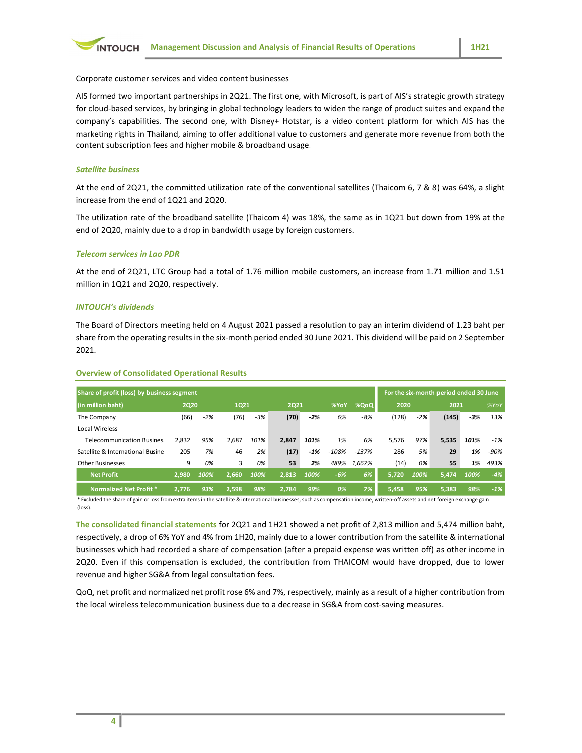Corporate customer services and video content businesses

AIS formed two important partnerships in 2Q21. The first one, with Microsoft, is part of AIS's strategic growth strategy for cloud-based services, by bringing in global technology leaders to widen the range of product suites and expand the company's capabilities. The second one, with Disney+ Hotstar, is a video content platform for which AIS has the marketing rights in Thailand, aiming to offer additional value to customers and generate more revenue from both the content subscription fees and higher mobile & broadband usage.

### *Satellite business*

At the end of 2Q21, the committed utilization rate of the conventional satellites (Thaicom 6, 7 & 8) was 64%, a slight increase from the end of 1Q21 and 2Q20.

The utilization rate of the broadband satellite (Thaicom 4) was 18%, the same as in 1Q21 but down from 19% at the end of 2Q20, mainly due to a drop in bandwidth usage by foreign customers.

### *Telecom services in Lao PDR*

At the end of 2Q21, LTC Group had a total of 1.76 million mobile customers, an increase from 1.71 million and 1.51 million in 1Q21 and 2Q20, respectively.

### *INTOUCH's dividends*

The Board of Directors meeting held on 4 August 2021 passed a resolution to pay an interim dividend of 1.23 baht per share from the operating results in the six-month period ended 30 June 2021. This dividend will be paid on 2 September 2021.

## Overview of Consolidated Operational Results

| Share of profit (loss) by business segment | | | | | | | | | For the six-month period ended 30 June | | | | |
|---|---|---|---|---|---|---|---|---|---|---|---|---|---|
| (in million baht) | 2Q20 | | 1Q21 | | 2Q21 | | %YoY | %QoQ | 2020 | | 2021 | | %YoY |
| The Company | (66) | -2% | (76) | -3% | **(70)** | **-2%** | 6% | -8% | (128) | -2% | **(145)** | **-3%** | 13% |
| Local Wireless | | | | | | | | | | | | | |
| Telecommunication Busines | 2,832 | 95% | 2,687 | 101% | **2,847** | **101%** | 1% | 6% | 5,576 | 97% | **5,535** | **101%** | -1% |
| Satellite & International Busine | 205 | 7% | 46 | 2% | **(17)** | **-1%** | -108% | -137% | 286 | 5% | **29** | **1%** | -90% |
| Other Businesses | 9 | 0% | 3 | 0% | **53** | **2%** | 489% | 1,667% | (14) | 0% | **55** | **1%** | 493% |
| **Net Profit** | **2,980** | **100%** | **2,660** | **100%** | **2,813** | **100%** | **-6%** | **6%** | **5,720** | **100%** | **5,474** | **100%** | **-4%** |
| **Normalized Net Profit \*** | **2,776** | **93%** | **2,598** | **98%** | **2,784** | **99%** | **0%** | **7%** | **5,458** | **95%** | **5,383** | **98%** | **-1%** |

\* Excluded the share of gain or loss from extra items in the satellite & international businesses, such as compensation income, written-off assets and net foreign exchange gain (loss).

**The consolidated financial statements** for 2Q21 and 1H21 showed a net profit of 2,813 million and 5,474 million baht, respectively, a drop of 6% YoY and 4% from 1H20, mainly due to a lower contribution from the satellite & international businesses which had recorded a share of compensation (after a prepaid expense was written off) as other income in 2Q20. Even if this compensation is excluded, the contribution from THAICOM would have dropped, due to lower revenue and higher SG&A from legal consultation fees.

QoQ, net profit and normalized net profit rose 6% and 7%, respectively, mainly as a result of a higher contribution from the local wireless telecommunication business due to a decrease in SG&A from cost-saving measures.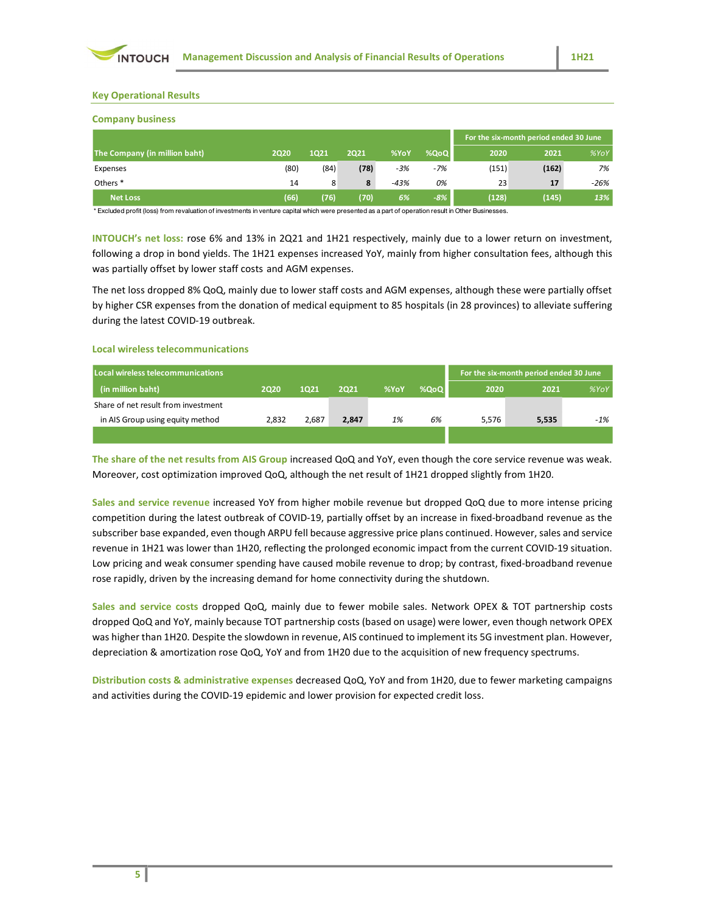## Key Operational Results

### Company business

| The Company (in million baht) | 2Q20 | 1Q21 | 2Q21 | %YoY | %QoQ | For the six-month period ended 30 June 2020 | 2021 | %YoY |
|---|---|---|---|---|---|---|---|---|
| Expenses | (80) | (84) | **(78)** | -3% | -7% | (151) | **(162)** | 7% |
| Others * | 14 | 8 | **8** | -43% | 0% | 23 | **17** | -26% |
| **Net Loss** | **(66)** | **(76)** | **(70)** | **6%** | **-8%** | **(128)** | **(145)** | **13%** |

\* Excluded profit (loss) from revaluation of investments in venture capital which were presented as a part of operation result in Other Businesses.

**INTOUCH's net loss:** rose 6% and 13% in 2Q21 and 1H21 respectively, mainly due to a lower return on investment, following a drop in bond yields. The 1H21 expenses increased YoY, mainly from higher consultation fees, although this was partially offset by lower staff costs and AGM expenses.

The net loss dropped 8% QoQ, mainly due to lower staff costs and AGM expenses, although these were partially offset by higher CSR expenses from the donation of medical equipment to 85 hospitals (in 28 provinces) to alleviate suffering during the latest COVID-19 outbreak.

### Local wireless telecommunications

| Local wireless telecommunications (in million baht) | 2Q20 | 1Q21 | 2Q21 | %YoY | %QoQ | For the six-month period ended 30 June 2020 | 2021 | %YoY |
|---|---|---|---|---|---|---|---|---|
| Share of net result from investment in AIS Group using equity method | 2,832 | 2,687 | **2,847** | 1% | 6% | 5,576 | **5,535** | -1% |

**The share of the net results from AIS Group** increased QoQ and YoY, even though the core service revenue was weak. Moreover, cost optimization improved QoQ, although the net result of 1H21 dropped slightly from 1H20.

**Sales and service revenue** increased YoY from higher mobile revenue but dropped QoQ due to more intense pricing competition during the latest outbreak of COVID-19, partially offset by an increase in fixed-broadband revenue as the subscriber base expanded, even though ARPU fell because aggressive price plans continued. However, sales and service revenue in 1H21 was lower than 1H20, reflecting the prolonged economic impact from the current COVID-19 situation. Low pricing and weak consumer spending have caused mobile revenue to drop; by contrast, fixed-broadband revenue rose rapidly, driven by the increasing demand for home connectivity during the shutdown.

**Sales and service costs** dropped QoQ, mainly due to fewer mobile sales. Network OPEX & TOT partnership costs dropped QoQ and YoY, mainly because TOT partnership costs (based on usage) were lower, even though network OPEX was higher than 1H20. Despite the slowdown in revenue, AIS continued to implement its 5G investment plan. However, depreciation & amortization rose QoQ, YoY and from 1H20 due to the acquisition of new frequency spectrums.

**Distribution costs & administrative expenses** decreased QoQ, YoY and from 1H20, due to fewer marketing campaigns and activities during the COVID-19 epidemic and lower provision for expected credit loss.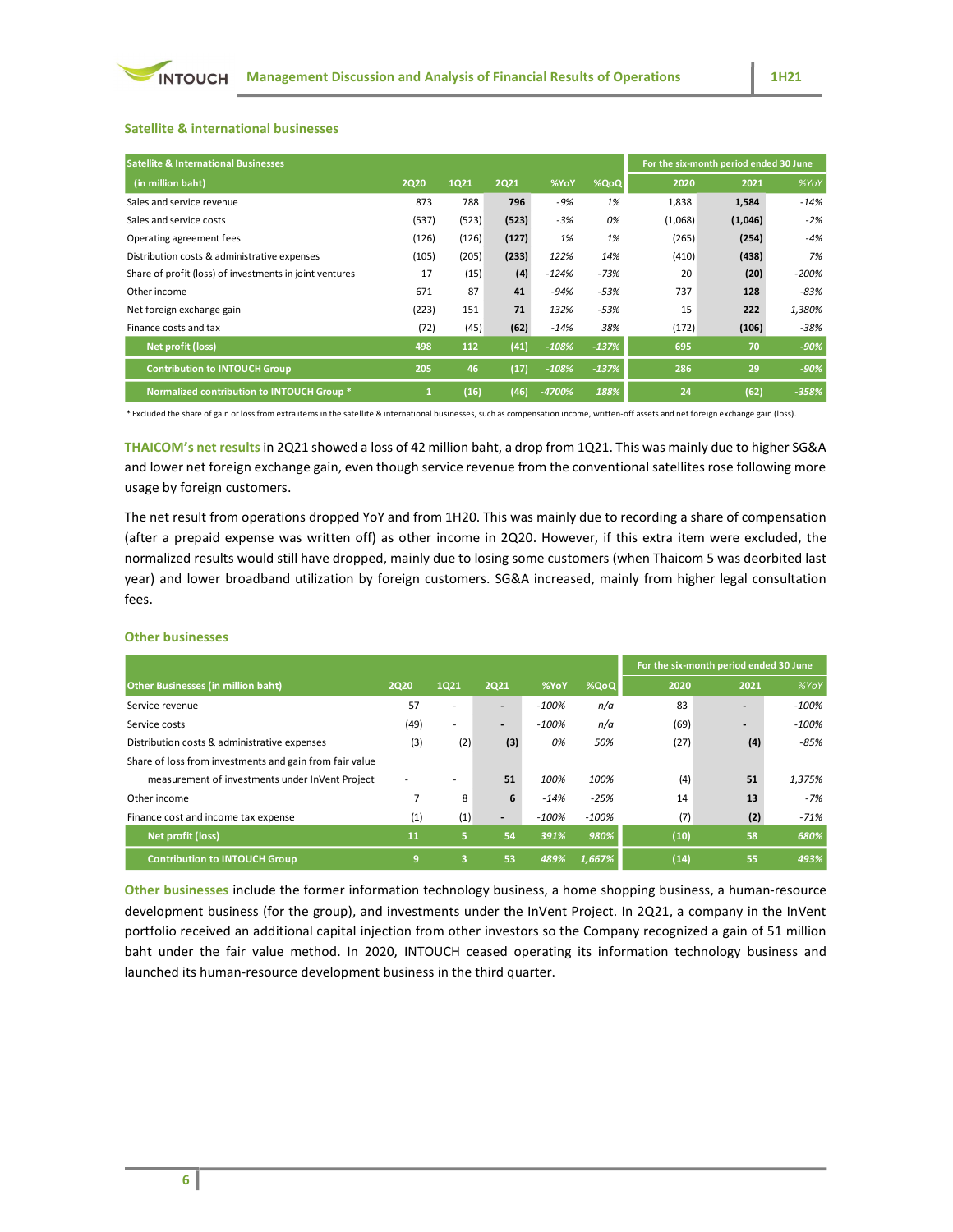### Satellite & international businesses

| Satellite & International Businesses (in million baht) | 2Q20 | 1Q21 | 2Q21 | %YoY | %QoQ | For the six-month period ended 30 June 2020 | 2021 | %YoY |
|---|---|---|---|---|---|---|---|---|
| Sales and service revenue | 873 | 788 | **796** | *-9%* | *1%* | 1,838 | **1,584** | *-14%* |
| Sales and service costs | (537) | (523) | **(523)** | *-3%* | *0%* | (1,068) | **(1,046)** | *-2%* |
| Operating agreement fees | (126) | (126) | **(127)** | *1%* | *1%* | (265) | **(254)** | *-4%* |
| Distribution costs & administrative expenses | (105) | (205) | **(233)** | *122%* | *14%* | (410) | **(438)** | *7%* |
| Share of profit (loss) of investments in joint ventures | 17 | (15) | **(4)** | *-124%* | *-73%* | 20 | **(20)** | *-200%* |
| Other income | 671 | 87 | **41** | *-94%* | *-53%* | 737 | **128** | *-83%* |
| Net foreign exchange gain | (223) | 151 | **71** | *132%* | *-53%* | 15 | **222** | *1,380%* |
| Finance costs and tax | (72) | (45) | **(62)** | *-14%* | *38%* | (172) | **(106)** | *-38%* |
| **Net profit (loss)** | **498** | **112** | **(41)** | ***-108%*** | ***-137%*** | **695** | **70** | ***-90%*** |
| **Contribution to INTOUCH Group** | **205** | **46** | **(17)** | ***-108%*** | ***-137%*** | **286** | **29** | ***-90%*** |
| **Normalized contribution to INTOUCH Group \*** | **1** | **(16)** | **(46)** | ***-4700%*** | ***188%*** | **24** | **(62)** | ***-358%*** |

\* Excluded the share of gain or loss from extra items in the satellite & international businesses, such as compensation income, written-off assets and net foreign exchange gain (loss).

**THAICOM's net results** in 2Q21 showed a loss of 42 million baht, a drop from 1Q21. This was mainly due to higher SG&A and lower net foreign exchange gain, even though service revenue from the conventional satellites rose following more usage by foreign customers.

The net result from operations dropped YoY and from 1H20. This was mainly due to recording a share of compensation (after a prepaid expense was written off) as other income in 2Q20. However, if this extra item were excluded, the normalized results would still have dropped, mainly due to losing some customers (when Thaicom 5 was deorbited last year) and lower broadband utilization by foreign customers. SG&A increased, mainly from higher legal consultation fees.

### Other businesses

| Other Businesses (in million baht) | 2Q20 | 1Q21 | 2Q21 | %YoY | %QoQ | For the six-month period ended 30 June 2020 | 2021 | %YoY |
|---|---|---|---|---|---|---|---|---|
| Service revenue | 57 | - | **-** | *-100%* | *n/a* | 83 | **-** | *-100%* |
| Service costs | (49) | - | **-** | *-100%* | *n/a* | (69) | **-** | *-100%* |
| Distribution costs & administrative expenses | (3) | (2) | **(3)** | *0%* | *50%* | (27) | **(4)** | *-85%* |
| Share of loss from investments and gain from fair value measurement of investments under InVent Project | - | - | **51** | *100%* | *100%* | (4) | **51** | *1,375%* |
| Other income | 7 | 8 | **6** | *-14%* | *-25%* | 14 | **13** | *-7%* |
| Finance cost and income tax expense | (1) | (1) | **-** | *-100%* | *-100%* | (7) | **(2)** | *-71%* |
| **Net profit (loss)** | **11** | **5** | **54** | ***391%*** | ***980%*** | **(10)** | **58** | ***680%*** |
| **Contribution to INTOUCH Group** | **9** | **3** | **53** | ***489%*** | ***1,667%*** | **(14)** | **55** | ***493%*** |

**Other businesses** include the former information technology business, a home shopping business, a human-resource development business (for the group), and investments under the InVent Project. In 2Q21, a company in the InVent portfolio received an additional capital injection from other investors so the Company recognized a gain of 51 million baht under the fair value method. In 2020, INTOUCH ceased operating its information technology business and launched its human-resource development business in the third quarter.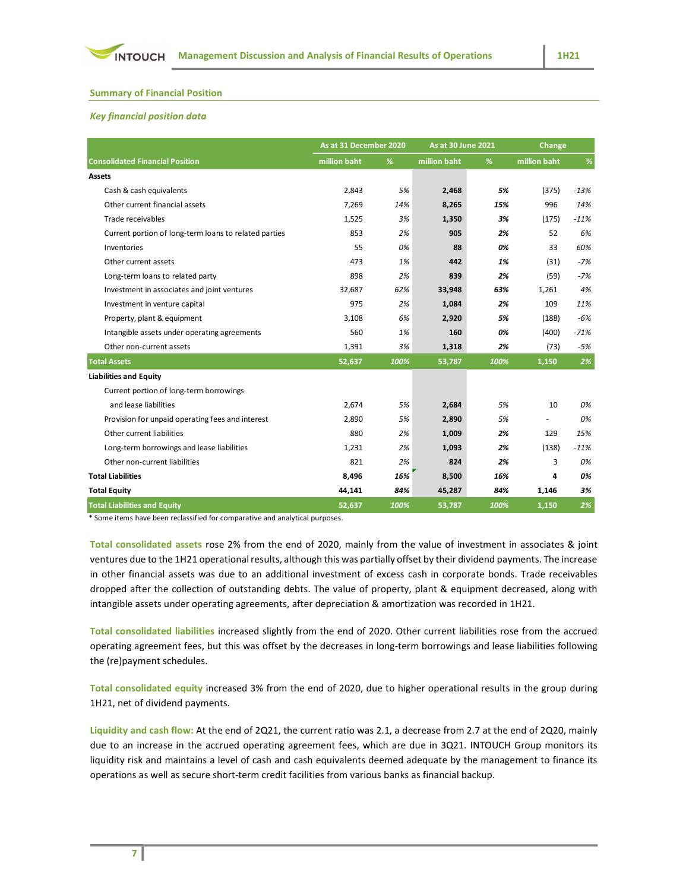## Summary of Financial Position

### *Key financial position data*

| Consolidated Financial Position | As at 31 December 2020 | | As at 30 June 2021 | | Change | |
|---|---|---|---|---|---|---|
| | million baht | % | million baht | % | million baht | % |
| **Assets** | | | | | | |
| Cash & cash equivalents | 2,843 | *5%* | **2,468** | ***5%*** | (375) | *-13%* |
| Other current financial assets | 7,269 | *14%* | **8,265** | ***15%*** | 996 | *14%* |
| Trade receivables | 1,525 | *3%* | **1,350** | ***3%*** | (175) | *-11%* |
| Current portion of long-term loans to related parties | 853 | *2%* | **905** | ***2%*** | 52 | *6%* |
| Inventories | 55 | *0%* | **88** | ***0%*** | 33 | *60%* |
| Other current assets | 473 | *1%* | **442** | ***1%*** | (31) | *-7%* |
| Long-term loans to related party | 898 | *2%* | **839** | ***2%*** | (59) | *-7%* |
| Investment in associates and joint ventures | 32,687 | *62%* | **33,948** | ***63%*** | 1,261 | *4%* |
| Investment in venture capital | 975 | *2%* | **1,084** | ***2%*** | 109 | *11%* |
| Property, plant & equipment | 3,108 | *6%* | **2,920** | ***5%*** | (188) | *-6%* |
| Intangible assets under operating agreements | 560 | *1%* | **160** | ***0%*** | (400) | *-71%* |
| Other non-current assets | 1,391 | *3%* | **1,318** | ***2%*** | (73) | *-5%* |
| **Total Assets** | **52,637** | ***100%*** | **53,787** | ***100%*** | **1,150** | ***2%*** |
| **Liabilities and Equity** | | | | | | |
| Current portion of long-term borrowings and lease liabilities | 2,674 | *5%* | **2,684** | *5%* | 10 | *0%* |
| Provision for unpaid operating fees and interest | 2,890 | *5%* | **2,890** | *5%* | - | *0%* |
| Other current liabilities | 880 | *2%* | **1,009** | *2%* | 129 | *15%* |
| Long-term borrowings and lease liabilities | 1,231 | *2%* | **1,093** | *2%* | (138) | *-11%* |
| Other non-current liabilities | 821 | *2%* | **824** | *2%* | 3 | *0%* |
| **Total Liabilities** | **8,496** | ***16%*** | **8,500** | ***16%*** | **4** | ***0%*** |
| **Total Equity** | **44,141** | ***84%*** | **45,287** | ***84%*** | **1,146** | ***3%*** |
| **Total Liabilities and Equity** | **52,637** | ***100%*** | **53,787** | ***100%*** | **1,150** | ***2%*** |

* Some items have been reclassified for comparative and analytical purposes.

**Total consolidated assets** rose 2% from the end of 2020, mainly from the value of investment in associates & joint ventures due to the 1H21 operational results, although this was partially offset by their dividend payments. The increase in other financial assets was due to an additional investment of excess cash in corporate bonds. Trade receivables dropped after the collection of outstanding debts. The value of property, plant & equipment decreased, along with intangible assets under operating agreements, after depreciation & amortization was recorded in 1H21.

**Total consolidated liabilities** increased slightly from the end of 2020. Other current liabilities rose from the accrued operating agreement fees, but this was offset by the decreases in long-term borrowings and lease liabilities following the (re)payment schedules.

**Total consolidated equity** increased 3% from the end of 2020, due to higher operational results in the group during 1H21, net of dividend payments.

**Liquidity and cash flow:** At the end of 2Q21, the current ratio was 2.1, a decrease from 2.7 at the end of 2Q20, mainly due to an increase in the accrued operating agreement fees, which are due in 3Q21. INTOUCH Group monitors its liquidity risk and maintains a level of cash and cash equivalents deemed adequate by the management to finance its operations as well as secure short-term credit facilities from various banks as financial backup.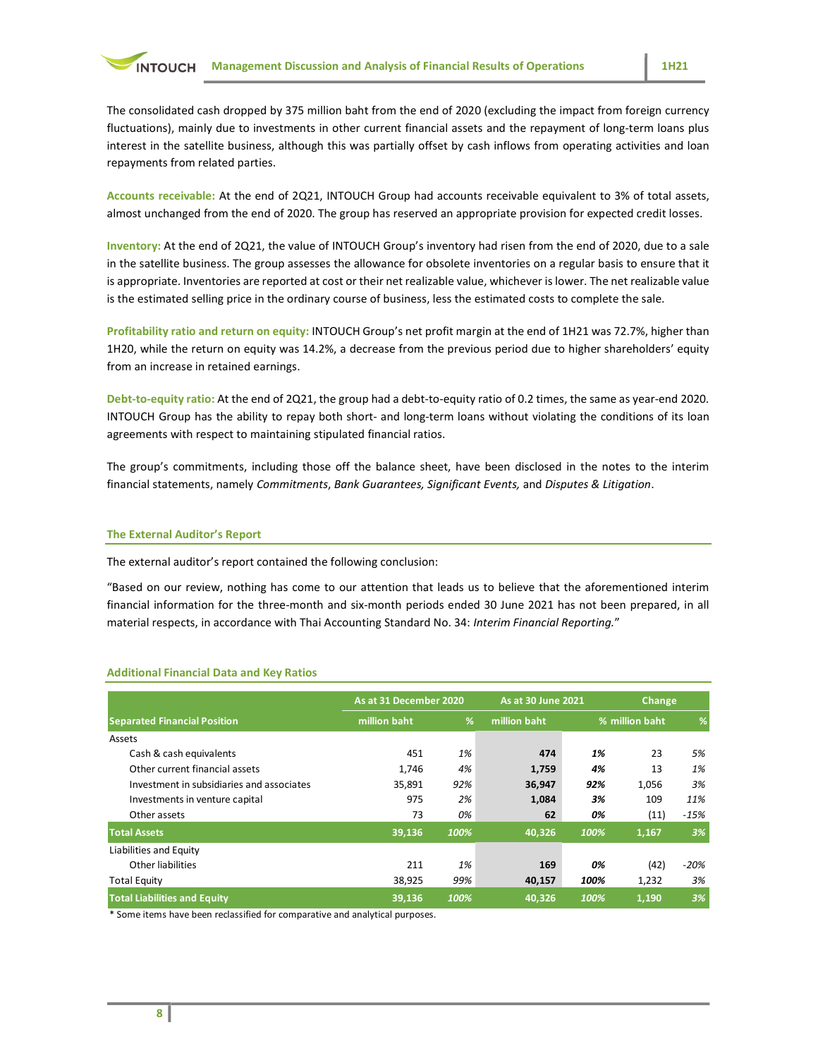The consolidated cash dropped by 375 million baht from the end of 2020 (excluding the impact from foreign currency fluctuations), mainly due to investments in other current financial assets and the repayment of long-term loans plus interest in the satellite business, although this was partially offset by cash inflows from operating activities and loan repayments from related parties.

**Accounts receivable:** At the end of 2Q21, INTOUCH Group had accounts receivable equivalent to 3% of total assets, almost unchanged from the end of 2020. The group has reserved an appropriate provision for expected credit losses.

**Inventory:** At the end of 2Q21, the value of INTOUCH Group's inventory had risen from the end of 2020, due to a sale in the satellite business. The group assesses the allowance for obsolete inventories on a regular basis to ensure that it is appropriate. Inventories are reported at cost or their net realizable value, whichever is lower. The net realizable value is the estimated selling price in the ordinary course of business, less the estimated costs to complete the sale.

**Profitability ratio and return on equity:** INTOUCH Group's net profit margin at the end of 1H21 was 72.7%, higher than 1H20, while the return on equity was 14.2%, a decrease from the previous period due to higher shareholders' equity from an increase in retained earnings.

**Debt-to-equity ratio:** At the end of 2Q21, the group had a debt-to-equity ratio of 0.2 times, the same as year-end 2020. INTOUCH Group has the ability to repay both short- and long-term loans without violating the conditions of its loan agreements with respect to maintaining stipulated financial ratios.

The group's commitments, including those off the balance sheet, have been disclosed in the notes to the interim financial statements, namely *Commitments*, *Bank Guarantees, Significant Events,* and *Disputes & Litigation*.

## The External Auditor's Report

The external auditor's report contained the following conclusion:

"Based on our review, nothing has come to our attention that leads us to believe that the aforementioned interim financial information for the three-month and six-month periods ended 30 June 2021 has not been prepared, in all material respects, in accordance with Thai Accounting Standard No. 34: *Interim Financial Reporting.*"

## Additional Financial Data and Key Ratios

| | As at 31 December 2020 | | As at 30 June 2021 | | Change | |
|---|---|---|---|---|---|---|
| **Separated Financial Position** | million baht | % | million baht | % | million baht | % |
| Assets | | | | | | |
| Cash & cash equivalents | 451 | 1% | **474** | **1%** | 23 | 5% |
| Other current financial assets | 1,746 | 4% | **1,759** | **4%** | 13 | 1% |
| Investment in subsidiaries and associates | 35,891 | 92% | **36,947** | **92%** | 1,056 | 3% |
| Investments in venture capital | 975 | 2% | **1,084** | **3%** | 109 | 11% |
| Other assets | 73 | 0% | **62** | **0%** | (11) | -15% |
| **Total Assets** | **39,136** | **100%** | **40,326** | **100%** | **1,167** | **3%** |
| Liabilities and Equity | | | | | | |
| Other liabilities | 211 | 1% | **169** | **0%** | (42) | -20% |
| Total Equity | 38,925 | 99% | **40,157** | **100%** | 1,232 | 3% |
| **Total Liabilities and Equity** | **39,136** | **100%** | **40,326** | **100%** | **1,190** | **3%** |

\* Some items have been reclassified for comparative and analytical purposes.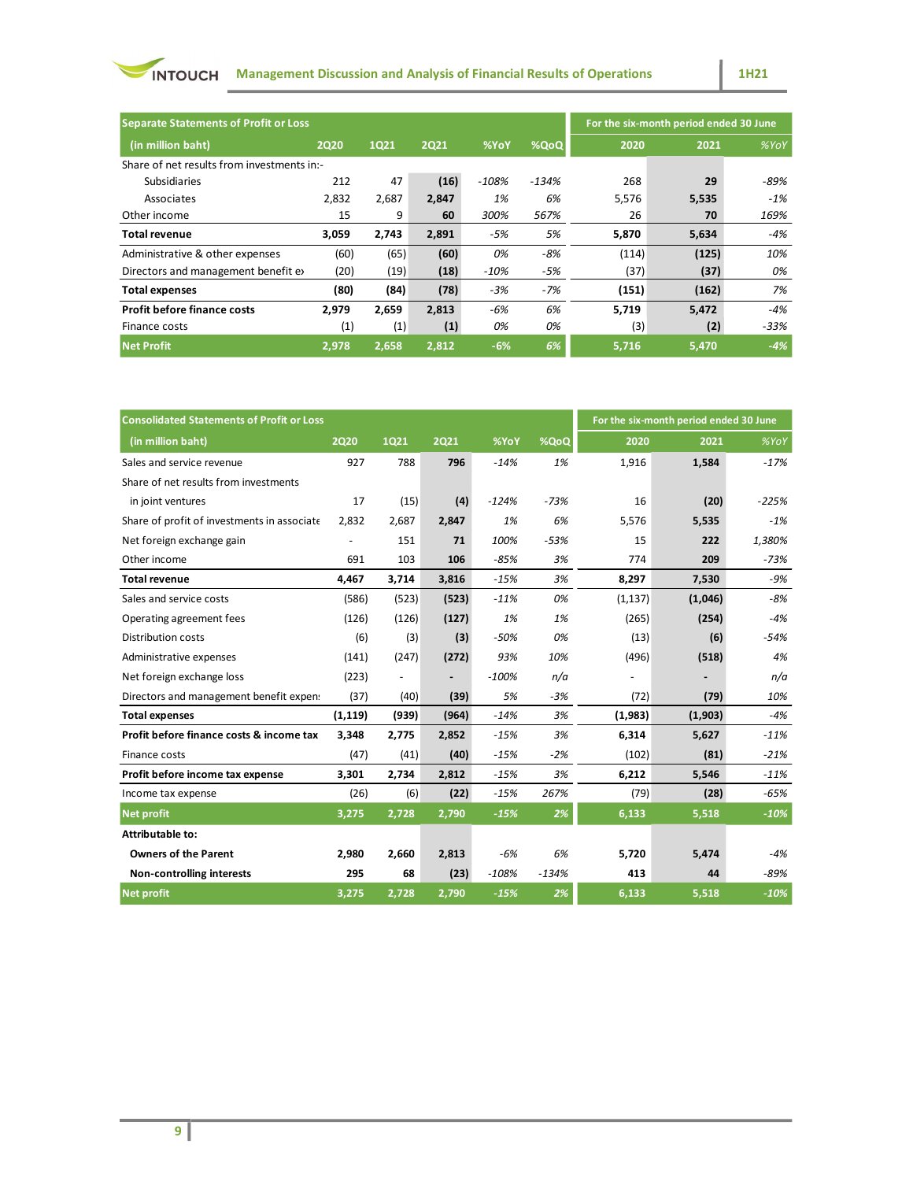| Separate Statements of Profit or Loss | | | | | | For the six-month period ended 30 June | | |
|---|---|---|---|---|---|---|---|---|
| (in million baht) | 2Q20 | 1Q21 | 2Q21 | %YoY | %QoQ | 2020 | 2021 | %YoY |
| Share of net results from investments in:- | | | | | | | | |
| Subsidiaries | 212 | 47 | (16) | -108% | -134% | 268 | 29 | -89% |
| Associates | 2,832 | 2,687 | 2,847 | 1% | 6% | 5,576 | 5,535 | -1% |
| Other income | 15 | 9 | 60 | 300% | 567% | 26 | 70 | 169% |
| **Total revenue** | **3,059** | **2,743** | **2,891** | -5% | 5% | 5,870 | **5,634** | -4% |
| Administrative & other expenses | (60) | (65) | (60) | 0% | -8% | (114) | (125) | 10% |
| Directors and management benefit ex | (20) | (19) | (18) | -10% | -5% | (37) | (37) | 0% |
| **Total expenses** | **(80)** | **(84)** | **(78)** | -3% | -7% | **(151)** | **(162)** | 7% |
| **Profit before finance costs** | **2,979** | **2,659** | **2,813** | -6% | 6% | **5,719** | **5,472** | -4% |
| Finance costs | (1) | (1) | (1) | 0% | 0% | (3) | (2) | -33% |
| **Net Profit** | **2,978** | **2,658** | **2,812** | **-6%** | **6%** | **5,716** | **5,470** | **-4%** |

| Consolidated Statements of Profit or Loss | | | | | | For the six-month period ended 30 June | | |
|---|---|---|---|---|---|---|---|---|
| (in million baht) | 2Q20 | 1Q21 | 2Q21 | %YoY | %QoQ | 2020 | 2021 | %YoY |
| Sales and service revenue | 927 | 788 | 796 | -14% | 1% | 1,916 | 1,584 | -17% |
| Share of net results from investments | | | | | | | | |
| in joint ventures | 17 | (15) | (4) | -124% | -73% | 16 | (20) | -225% |
| Share of profit of investments in associate | 2,832 | 2,687 | 2,847 | 1% | 6% | 5,576 | 5,535 | -1% |
| Net foreign exchange gain | - | 151 | 71 | 100% | -53% | 15 | 222 | 1,380% |
| Other income | 691 | 103 | 106 | -85% | 3% | 774 | 209 | -73% |
| **Total revenue** | **4,467** | **3,714** | **3,816** | -15% | 3% | **8,297** | **7,530** | -9% |
| Sales and service costs | (586) | (523) | (523) | -11% | 0% | (1,137) | (1,046) | -8% |
| Operating agreement fees | (126) | (126) | (127) | 1% | 1% | (265) | (254) | -4% |
| Distribution costs | (6) | (3) | (3) | -50% | 0% | (13) | (6) | -54% |
| Administrative expenses | (141) | (247) | (272) | 93% | 10% | (496) | (518) | 4% |
| Net foreign exchange loss | (223) | - | - | -100% | n/a | - | - | n/a |
| Directors and management benefit expen | (37) | (40) | (39) | 5% | -3% | (72) | (79) | 10% |
| **Total expenses** | **(1,119)** | **(939)** | **(964)** | -14% | 3% | **(1,983)** | **(1,903)** | -4% |
| **Profit before finance costs & income tax** | **3,348** | **2,775** | **2,852** | -15% | 3% | **6,314** | **5,627** | -11% |
| Finance costs | (47) | (41) | (40) | -15% | -2% | (102) | (81) | -21% |
| **Profit before income tax expense** | **3,301** | **2,734** | **2,812** | -15% | 3% | **6,212** | **5,546** | -11% |
| Income tax expense | (26) | (6) | (22) | -15% | 267% | (79) | (28) | -65% |
| **Net profit** | **3,275** | **2,728** | **2,790** | **-15%** | **2%** | **6,133** | **5,518** | **-10%** |
| **Attributable to:** | | | | | | | | |
| **Owners of the Parent** | **2,980** | **2,660** | **2,813** | -6% | 6% | **5,720** | **5,474** | -4% |
| **Non-controlling interests** | **295** | **68** | **(23)** | -108% | -134% | **413** | **44** | -89% |
| **Net profit** | **3,275** | **2,728** | **2,790** | **-15%** | **2%** | **6,133** | **5,518** | **-10%** |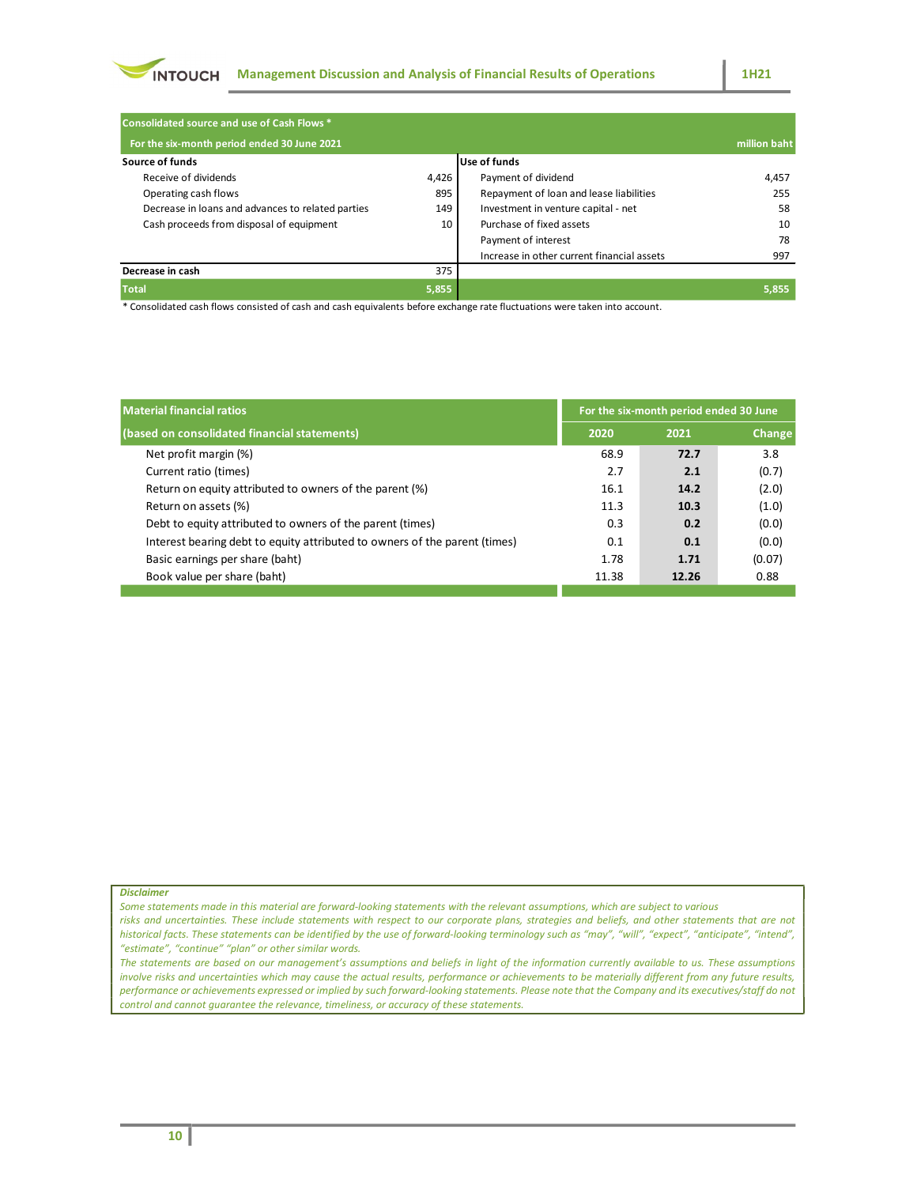| Consolidated source and use of Cash Flows * | | | |
|---|---|---|---|
| For the six-month period ended 30 June 2021 | | | million baht |
| **Source of funds** | | **Use of funds** | |
| Receive of dividends | 4,426 | Payment of dividend | 4,457 |
| Operating cash flows | 895 | Repayment of loan and lease liabilities | 255 |
| Decrease in loans and advances to related parties | 149 | Investment in venture capital - net | 58 |
| Cash proceeds from disposal of equipment | 10 | Purchase of fixed assets | 10 |
| | | Payment of interest | 78 |
| | | Increase in other current financial assets | 997 |
| **Decrease in cash** | 375 | | |
| **Total** | **5,855** | | **5,855** |

* Consolidated cash flows consisted of cash and cash equivalents before exchange rate fluctuations were taken into account.

| Material financial ratios | For the six-month period ended 30 June | | |
|---|---|---|---|
| (based on consolidated financial statements) | 2020 | 2021 | Change |
| Net profit margin (%) | 68.9 | **72.7** | 3.8 |
| Current ratio (times) | 2.7 | **2.1** | (0.7) |
| Return on equity attributed to owners of the parent (%) | 16.1 | **14.2** | (2.0) |
| Return on assets (%) | 11.3 | **10.3** | (1.0) |
| Debt to equity attributed to owners of the parent (times) | 0.3 | **0.2** | (0.0) |
| Interest bearing debt to equity attributed to owners of the parent (times) | 0.1 | **0.1** | (0.0) |
| Basic earnings per share (baht) | 1.78 | **1.71** | (0.07) |
| Book value per share (baht) | 11.38 | **12.26** | 0.88 |

***Disclaimer***

*Some statements made in this material are forward-looking statements with the relevant assumptions, which are subject to various risks and uncertainties. These include statements with respect to our corporate plans, strategies and beliefs, and other statements that are not historical facts. These statements can be identified by the use of forward-looking terminology such as "may", "will", "expect", "anticipate", "intend", "estimate", "continue" "plan" or other similar words.*

*The statements are based on our management's assumptions and beliefs in light of the information currently available to us. These assumptions involve risks and uncertainties which may cause the actual results, performance or achievements to be materially different from any future results, performance or achievements expressed or implied by such forward-looking statements. Please note that the Company and its executives/staff do not control and cannot guarantee the relevance, timeliness, or accuracy of these statements.*